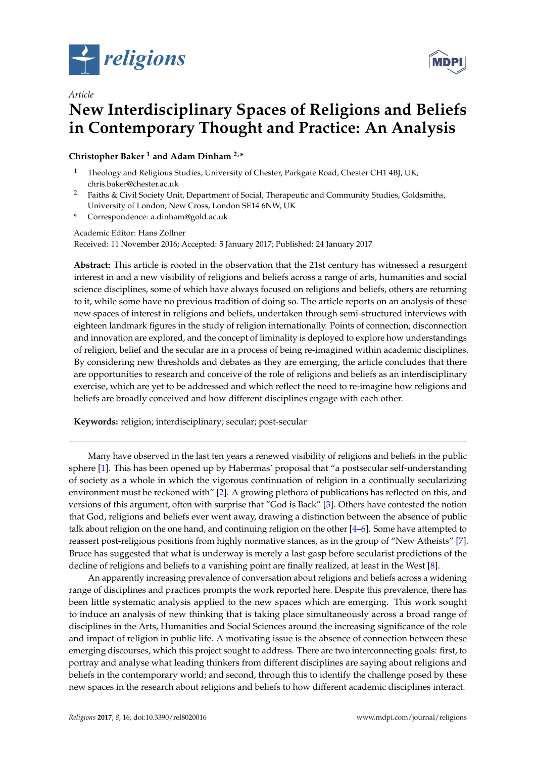*Article*

# New Interdisciplinary Spaces of Religions and Beliefs in Contemporary Thought and Practice: An Analysis

**Christopher Baker [1] and Adam Dinham [2,*]**

[1] Theology and Religious Studies, University of Chester, Parkgate Road, Chester CH1 4BJ, UK; chris.baker@chester.ac.uk

[2] Faiths & Civil Society Unit, Department of Social, Therapeutic and Community Studies, Goldsmiths, University of London, New Cross, London SE14 6NW, UK

[*] Correspondence: a.dinham@gold.ac.uk

Academic Editor: Hans Zollner

Received: 11 November 2016; Accepted: 5 January 2017; Published: 24 January 2017

**Abstract:** This article is rooted in the observation that the 21st century has witnessed a resurgent interest in and a new visibility of religions and beliefs across a range of arts, humanities and social science disciplines, some of which have always focused on religions and beliefs, others are returning to it, while some have no previous tradition of doing so. The article reports on an analysis of these new spaces of interest in religions and beliefs, undertaken through semi-structured interviews with eighteen landmark figures in the study of religion internationally. Points of connection, disconnection and innovation are explored, and the concept of liminality is deployed to explore how understandings of religion, belief and the secular are in a process of being re-imagined within academic disciplines. By considering new thresholds and debates as they are emerging, the article concludes that there are opportunities to research and conceive of the role of religions and beliefs as an interdisciplinary exercise, which are yet to be addressed and which reflect the need to re-imagine how religions and beliefs are broadly conceived and how different disciplines engage with each other.

**Keywords:** religion; interdisciplinary; secular; post-secular

---

Many have observed in the last ten years a renewed visibility of religions and beliefs in the public sphere [1]. This has been opened up by Habermas' proposal that "a postsecular self-understanding of society as a whole in which the vigorous continuation of religion in a continually secularizing environment must be reckoned with" [2]. A growing plethora of publications has reflected on this, and versions of this argument, often with surprise that "God is Back" [3]. Others have contested the notion that God, religions and beliefs ever went away, drawing a distinction between the absence of public talk about religion on the one hand, and continuing religion on the other [4–6]. Some have attempted to reassert post-religious positions from highly normative stances, as in the group of "New Atheists" [7]. Bruce has suggested that what is underway is merely a last gasp before secularist predictions of the decline of religions and beliefs to a vanishing point are finally realized, at least in the West [8].

An apparently increasing prevalence of conversation about religions and beliefs across a widening range of disciplines and practices prompts the work reported here. Despite this prevalence, there has been little systematic analysis applied to the new spaces which are emerging. This work sought to induce an analysis of new thinking that is taking place simultaneously across a broad range of disciplines in the Arts, Humanities and Social Sciences around the increasing significance of the role and impact of religion in public life. A motivating issue is the absence of connection between these emerging discourses, which this project sought to address. There are two interconnecting goals: first, to portray and analyse what leading thinkers from different disciplines are saying about religions and beliefs in the contemporary world; and second, through this to identify the challenge posed by these new spaces in the research about religions and beliefs to how different academic disciplines interact.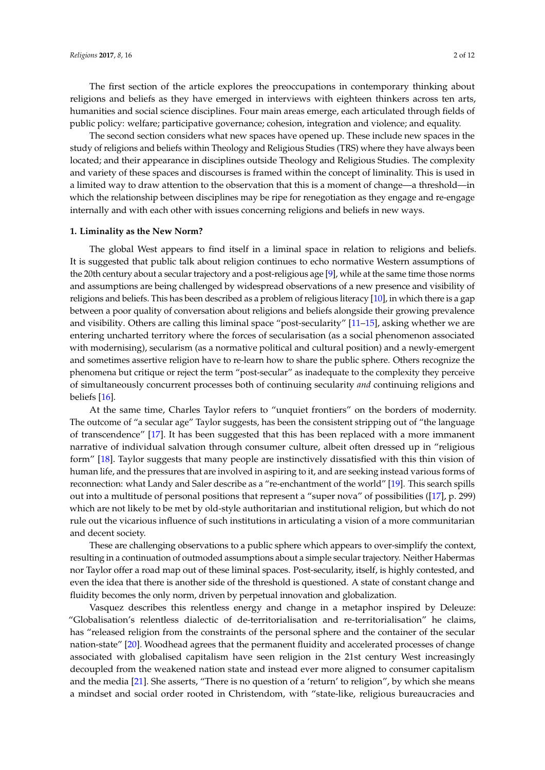The first section of the article explores the preoccupations in contemporary thinking about religions and beliefs as they have emerged in interviews with eighteen thinkers across ten arts, humanities and social science disciplines. Four main areas emerge, each articulated through fields of public policy: welfare; participative governance; cohesion, integration and violence; and equality.

The second section considers what new spaces have opened up. These include new spaces in the study of religions and beliefs within Theology and Religious Studies (TRS) where they have always been located; and their appearance in disciplines outside Theology and Religious Studies. The complexity and variety of these spaces and discourses is framed within the concept of liminality. This is used in a limited way to draw attention to the observation that this is a moment of change—a threshold—in which the relationship between disciplines may be ripe for renegotiation as they engage and re-engage internally and with each other with issues concerning religions and beliefs in new ways.

## 1. Liminality as the New Norm?

The global West appears to find itself in a liminal space in relation to religions and beliefs. It is suggested that public talk about religion continues to echo normative Western assumptions of the 20th century about a secular trajectory and a post-religious age [9], while at the same time those norms and assumptions are being challenged by widespread observations of a new presence and visibility of religions and beliefs. This has been described as a problem of religious literacy [10], in which there is a gap between a poor quality of conversation about religions and beliefs alongside their growing prevalence and visibility. Others are calling this liminal space "post-secularity" [11–15], asking whether we are entering uncharted territory where the forces of secularisation (as a social phenomenon associated with modernising), secularism (as a normative political and cultural position) and a newly-emergent and sometimes assertive religion have to re-learn how to share the public sphere. Others recognize the phenomena but critique or reject the term "post-secular" as inadequate to the complexity they perceive of simultaneously concurrent processes both of continuing secularity *and* continuing religions and beliefs [16].

At the same time, Charles Taylor refers to "unquiet frontiers" on the borders of modernity. The outcome of "a secular age" Taylor suggests, has been the consistent stripping out of "the language of transcendence" [17]. It has been suggested that this has been replaced with a more immanent narrative of individual salvation through consumer culture, albeit often dressed up in "religious form" [18]. Taylor suggests that many people are instinctively dissatisfied with this thin vision of human life, and the pressures that are involved in aspiring to it, and are seeking instead various forms of reconnection: what Landy and Saler describe as a "re-enchantment of the world" [19]. This search spills out into a multitude of personal positions that represent a "super nova" of possibilities ([17], p. 299) which are not likely to be met by old-style authoritarian and institutional religion, but which do not rule out the vicarious influence of such institutions in articulating a vision of a more communitarian and decent society.

These are challenging observations to a public sphere which appears to over-simplify the context, resulting in a continuation of outmoded assumptions about a simple secular trajectory. Neither Habermas nor Taylor offer a road map out of these liminal spaces. Post-secularity, itself, is highly contested, and even the idea that there is another side of the threshold is questioned. A state of constant change and fluidity becomes the only norm, driven by perpetual innovation and globalization.

Vasquez describes this relentless energy and change in a metaphor inspired by Deleuze: "Globalisation's relentless dialectic of de-territorialisation and re-territorialisation" he claims, has "released religion from the constraints of the personal sphere and the container of the secular nation-state" [20]. Woodhead agrees that the permanent fluidity and accelerated processes of change associated with globalised capitalism have seen religion in the 21st century West increasingly decoupled from the weakened nation state and instead ever more aligned to consumer capitalism and the media [21]. She asserts, "There is no question of a 'return' to religion", by which she means a mindset and social order rooted in Christendom, with "state-like, religious bureaucracies and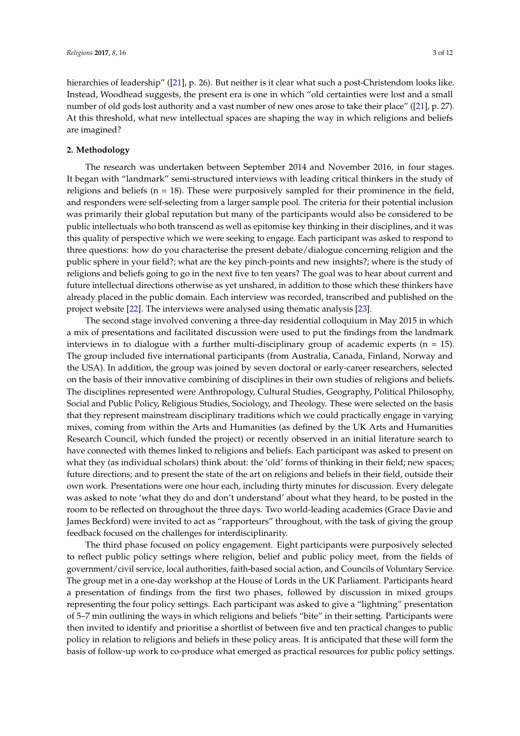hierarchies of leadership" ([21], p. 26). But neither is it clear what such a post-Christendom looks like. Instead, Woodhead suggests, the present era is one in which "old certainties were lost and a small number of old gods lost authority and a vast number of new ones arose to take their place" ([21], p. 27). At this threshold, what new intellectual spaces are shaping the way in which religions and beliefs are imagined?

## 2. Methodology

The research was undertaken between September 2014 and November 2016, in four stages. It began with "landmark" semi-structured interviews with leading critical thinkers in the study of religions and beliefs (n = 18). These were purposively sampled for their prominence in the field, and responders were self-selecting from a larger sample pool. The criteria for their potential inclusion was primarily their global reputation but many of the participants would also be considered to be public intellectuals who both transcend as well as epitomise key thinking in their disciplines, and it was this quality of perspective which we were seeking to engage. Each participant was asked to respond to three questions: how do you characterise the present debate/dialogue concerning religion and the public sphere in your field?; what are the key pinch-points and new insights?; where is the study of religions and beliefs going to go in the next five to ten years? The goal was to hear about current and future intellectual directions otherwise as yet unshared, in addition to those which these thinkers have already placed in the public domain. Each interview was recorded, transcribed and published on the project website [22]. The interviews were analysed using thematic analysis [23].

The second stage involved convening a three-day residential colloquium in May 2015 in which a mix of presentations and facilitated discussion were used to put the findings from the landmark interviews in to dialogue with a further multi-disciplinary group of academic experts (n = 15). The group included five international participants (from Australia, Canada, Finland, Norway and the USA). In addition, the group was joined by seven doctoral or early-career researchers, selected on the basis of their innovative combining of disciplines in their own studies of religions and beliefs. The disciplines represented were Anthropology, Cultural Studies, Geography, Political Philosophy, Social and Public Policy, Religious Studies, Sociology, and Theology. These were selected on the basis that they represent mainstream disciplinary traditions which we could practically engage in varying mixes, coming from within the Arts and Humanities (as defined by the UK Arts and Humanities Research Council, which funded the project) or recently observed in an initial literature search to have connected with themes linked to religions and beliefs. Each participant was asked to present on what they (as individual scholars) think about: the 'old' forms of thinking in their field; new spaces; future directions; and to present the state of the art on religions and beliefs in their field, outside their own work. Presentations were one hour each, including thirty minutes for discussion. Every delegate was asked to note 'what they do and don't understand' about what they heard, to be posted in the room to be reflected on throughout the three days. Two world-leading academics (Grace Davie and James Beckford) were invited to act as "rapporteurs" throughout, with the task of giving the group feedback focused on the challenges for interdisciplinarity.

The third phase focused on policy engagement. Eight participants were purposively selected to reflect public policy settings where religion, belief and public policy meet, from the fields of government/civil service, local authorities, faith-based social action, and Councils of Voluntary Service. The group met in a one-day workshop at the House of Lords in the UK Parliament. Participants heard a presentation of findings from the first two phases, followed by discussion in mixed groups representing the four policy settings. Each participant was asked to give a "lightning" presentation of 5–7 min outlining the ways in which religions and beliefs "bite" in their setting. Participants were then invited to identify and prioritise a shortlist of between five and ten practical changes to public policy in relation to religions and beliefs in these policy areas. It is anticipated that these will form the basis of follow-up work to co-produce what emerged as practical resources for public policy settings.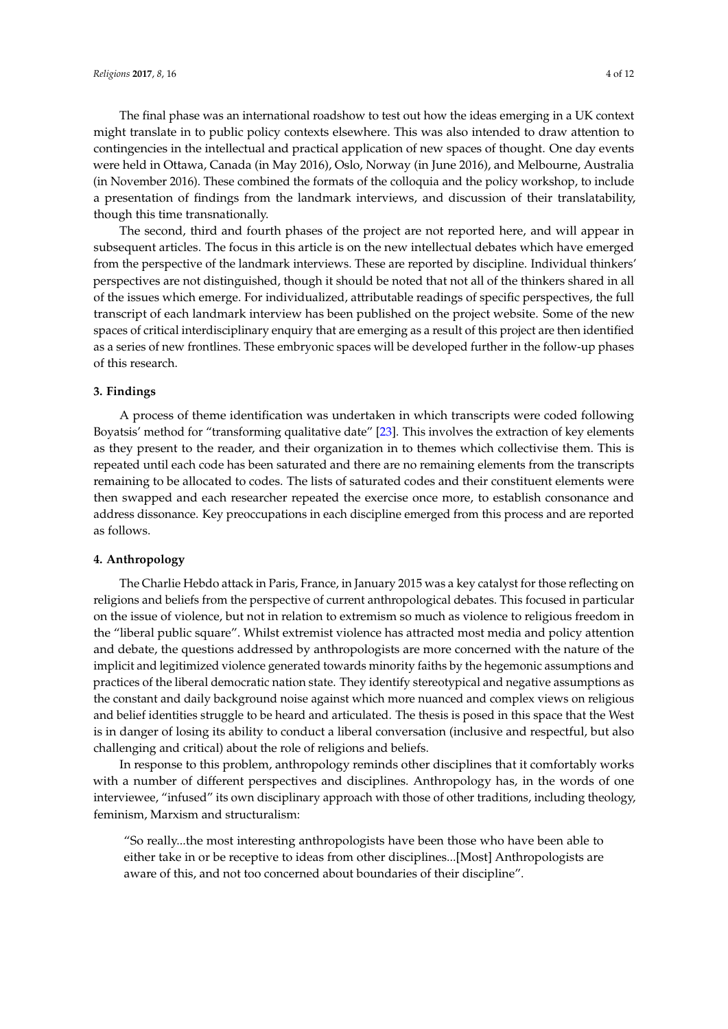The final phase was an international roadshow to test out how the ideas emerging in a UK context might translate in to public policy contexts elsewhere. This was also intended to draw attention to contingencies in the intellectual and practical application of new spaces of thought. One day events were held in Ottawa, Canada (in May 2016), Oslo, Norway (in June 2016), and Melbourne, Australia (in November 2016). These combined the formats of the colloquia and the policy workshop, to include a presentation of findings from the landmark interviews, and discussion of their translatability, though this time transnationally.

The second, third and fourth phases of the project are not reported here, and will appear in subsequent articles. The focus in this article is on the new intellectual debates which have emerged from the perspective of the landmark interviews. These are reported by discipline. Individual thinkers' perspectives are not distinguished, though it should be noted that not all of the thinkers shared in all of the issues which emerge. For individualized, attributable readings of specific perspectives, the full transcript of each landmark interview has been published on the project website. Some of the new spaces of critical interdisciplinary enquiry that are emerging as a result of this project are then identified as a series of new frontlines. These embryonic spaces will be developed further in the follow-up phases of this research.

## 3. Findings

A process of theme identification was undertaken in which transcripts were coded following Boyatsis' method for "transforming qualitative date" [23]. This involves the extraction of key elements as they present to the reader, and their organization in to themes which collectivise them. This is repeated until each code has been saturated and there are no remaining elements from the transcripts remaining to be allocated to codes. The lists of saturated codes and their constituent elements were then swapped and each researcher repeated the exercise once more, to establish consonance and address dissonance. Key preoccupations in each discipline emerged from this process and are reported as follows.

## 4. Anthropology

The Charlie Hebdo attack in Paris, France, in January 2015 was a key catalyst for those reflecting on religions and beliefs from the perspective of current anthropological debates. This focused in particular on the issue of violence, but not in relation to extremism so much as violence to religious freedom in the "liberal public square". Whilst extremist violence has attracted most media and policy attention and debate, the questions addressed by anthropologists are more concerned with the nature of the implicit and legitimized violence generated towards minority faiths by the hegemonic assumptions and practices of the liberal democratic nation state. They identify stereotypical and negative assumptions as the constant and daily background noise against which more nuanced and complex views on religious and belief identities struggle to be heard and articulated. The thesis is posed in this space that the West is in danger of losing its ability to conduct a liberal conversation (inclusive and respectful, but also challenging and critical) about the role of religions and beliefs.

In response to this problem, anthropology reminds other disciplines that it comfortably works with a number of different perspectives and disciplines. Anthropology has, in the words of one interviewee, "infused" its own disciplinary approach with those of other traditions, including theology, feminism, Marxism and structuralism:

> "So really...the most interesting anthropologists have been those who have been able to either take in or be receptive to ideas from other disciplines...[Most] Anthropologists are aware of this, and not too concerned about boundaries of their discipline".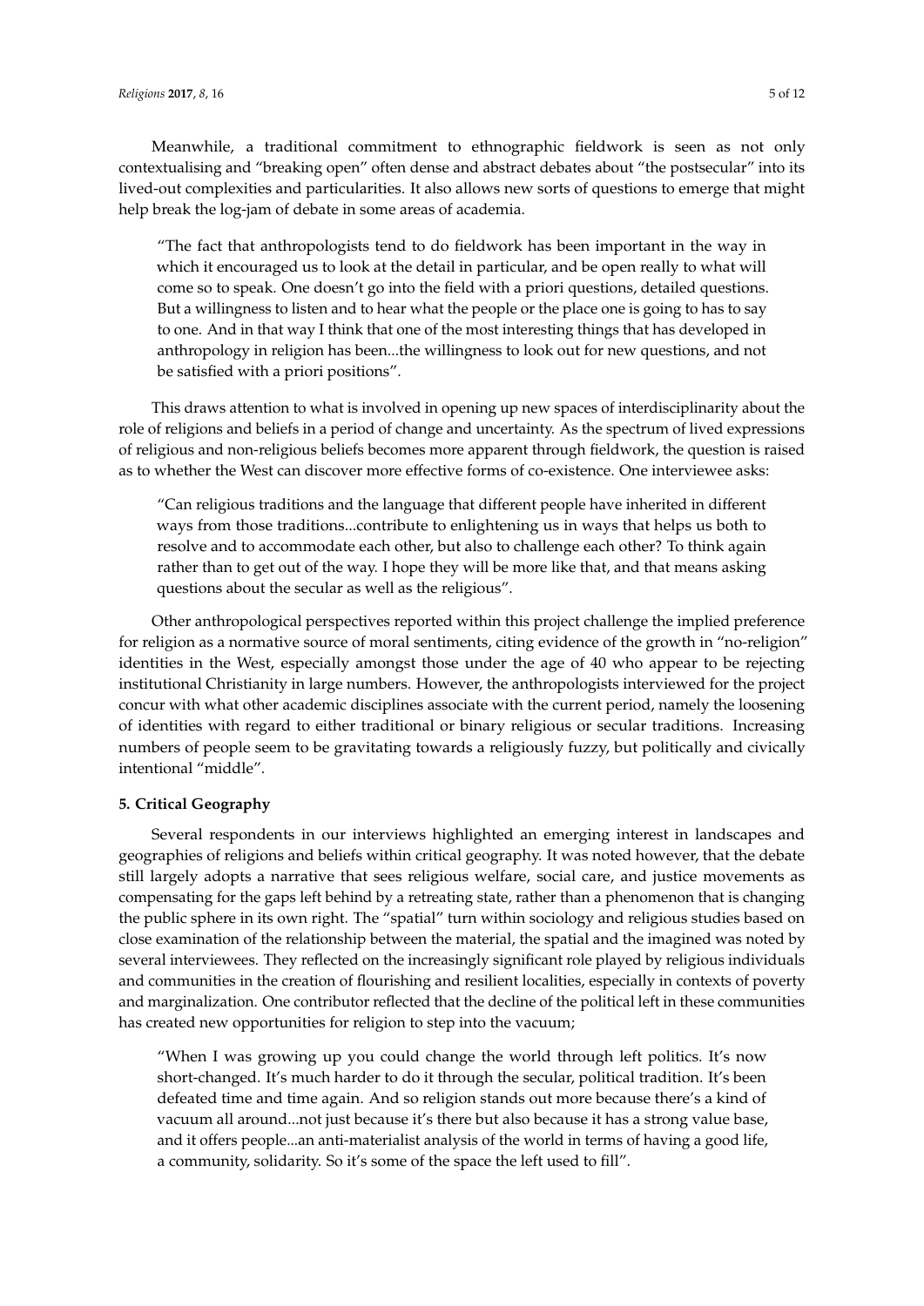Meanwhile, a traditional commitment to ethnographic fieldwork is seen as not only contextualising and "breaking open" often dense and abstract debates about "the postsecular" into its lived-out complexities and particularities. It also allows new sorts of questions to emerge that might help break the log-jam of debate in some areas of academia.

> "The fact that anthropologists tend to do fieldwork has been important in the way in which it encouraged us to look at the detail in particular, and be open really to what will come so to speak. One doesn't go into the field with a priori questions, detailed questions. But a willingness to listen and to hear what the people or the place one is going to has to say to one. And in that way I think that one of the most interesting things that has developed in anthropology in religion has been...the willingness to look out for new questions, and not be satisfied with a priori positions".

This draws attention to what is involved in opening up new spaces of interdisciplinarity about the role of religions and beliefs in a period of change and uncertainty. As the spectrum of lived expressions of religious and non-religious beliefs becomes more apparent through fieldwork, the question is raised as to whether the West can discover more effective forms of co-existence. One interviewee asks:

> "Can religious traditions and the language that different people have inherited in different ways from those traditions...contribute to enlightening us in ways that helps us both to resolve and to accommodate each other, but also to challenge each other? To think again rather than to get out of the way. I hope they will be more like that, and that means asking questions about the secular as well as the religious".

Other anthropological perspectives reported within this project challenge the implied preference for religion as a normative source of moral sentiments, citing evidence of the growth in "no-religion" identities in the West, especially amongst those under the age of 40 who appear to be rejecting institutional Christianity in large numbers. However, the anthropologists interviewed for the project concur with what other academic disciplines associate with the current period, namely the loosening of identities with regard to either traditional or binary religious or secular traditions. Increasing numbers of people seem to be gravitating towards a religiously fuzzy, but politically and civically intentional "middle".

## 5. Critical Geography

Several respondents in our interviews highlighted an emerging interest in landscapes and geographies of religions and beliefs within critical geography. It was noted however, that the debate still largely adopts a narrative that sees religious welfare, social care, and justice movements as compensating for the gaps left behind by a retreating state, rather than a phenomenon that is changing the public sphere in its own right. The "spatial" turn within sociology and religious studies based on close examination of the relationship between the material, the spatial and the imagined was noted by several interviewees. They reflected on the increasingly significant role played by religious individuals and communities in the creation of flourishing and resilient localities, especially in contexts of poverty and marginalization. One contributor reflected that the decline of the political left in these communities has created new opportunities for religion to step into the vacuum;

> "When I was growing up you could change the world through left politics. It's now short-changed. It's much harder to do it through the secular, political tradition. It's been defeated time and time again. And so religion stands out more because there's a kind of vacuum all around...not just because it's there but also because it has a strong value base, and it offers people...an anti-materialist analysis of the world in terms of having a good life, a community, solidarity. So it's some of the space the left used to fill".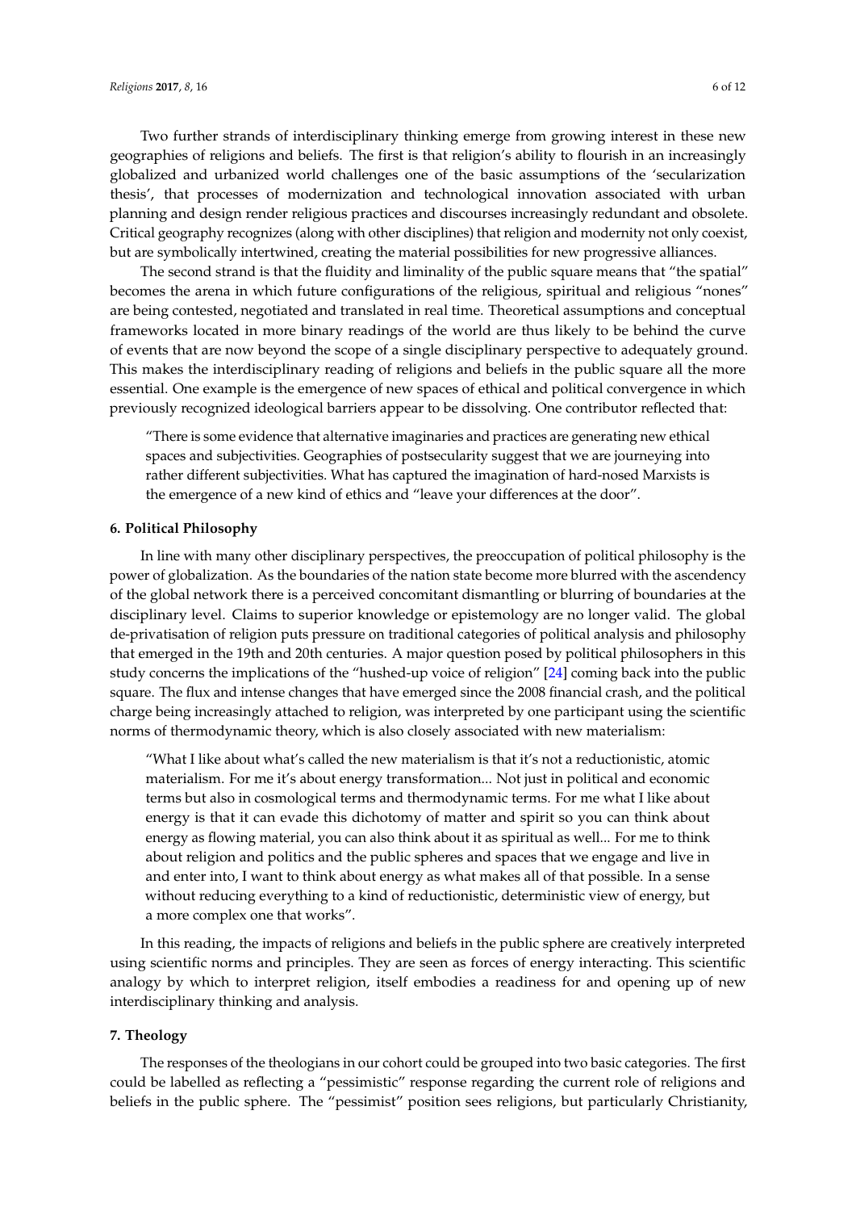Two further strands of interdisciplinary thinking emerge from growing interest in these new geographies of religions and beliefs. The first is that religion's ability to flourish in an increasingly globalized and urbanized world challenges one of the basic assumptions of the 'secularization thesis', that processes of modernization and technological innovation associated with urban planning and design render religious practices and discourses increasingly redundant and obsolete. Critical geography recognizes (along with other disciplines) that religion and modernity not only coexist, but are symbolically intertwined, creating the material possibilities for new progressive alliances.

The second strand is that the fluidity and liminality of the public square means that "the spatial" becomes the arena in which future configurations of the religious, spiritual and religious "nones" are being contested, negotiated and translated in real time. Theoretical assumptions and conceptual frameworks located in more binary readings of the world are thus likely to be behind the curve of events that are now beyond the scope of a single disciplinary perspective to adequately ground. This makes the interdisciplinary reading of religions and beliefs in the public square all the more essential. One example is the emergence of new spaces of ethical and political convergence in which previously recognized ideological barriers appear to be dissolving. One contributor reflected that:

> "There is some evidence that alternative imaginaries and practices are generating new ethical spaces and subjectivities. Geographies of postsecularity suggest that we are journeying into rather different subjectivities. What has captured the imagination of hard-nosed Marxists is the emergence of a new kind of ethics and "leave your differences at the door".

## 6. Political Philosophy

In line with many other disciplinary perspectives, the preoccupation of political philosophy is the power of globalization. As the boundaries of the nation state become more blurred with the ascendency of the global network there is a perceived concomitant dismantling or blurring of boundaries at the disciplinary level. Claims to superior knowledge or epistemology are no longer valid. The global de-privatisation of religion puts pressure on traditional categories of political analysis and philosophy that emerged in the 19th and 20th centuries. A major question posed by political philosophers in this study concerns the implications of the "hushed-up voice of religion" [24] coming back into the public square. The flux and intense changes that have emerged since the 2008 financial crash, and the political charge being increasingly attached to religion, was interpreted by one participant using the scientific norms of thermodynamic theory, which is also closely associated with new materialism:

> "What I like about what's called the new materialism is that it's not a reductionistic, atomic materialism. For me it's about energy transformation... Not just in political and economic terms but also in cosmological terms and thermodynamic terms. For me what I like about energy is that it can evade this dichotomy of matter and spirit so you can think about energy as flowing material, you can also think about it as spiritual as well... For me to think about religion and politics and the public spheres and spaces that we engage and live in and enter into, I want to think about energy as what makes all of that possible. In a sense without reducing everything to a kind of reductionistic, deterministic view of energy, but a more complex one that works".

In this reading, the impacts of religions and beliefs in the public sphere are creatively interpreted using scientific norms and principles. They are seen as forces of energy interacting. This scientific analogy by which to interpret religion, itself embodies a readiness for and opening up of new interdisciplinary thinking and analysis.

## 7. Theology

The responses of the theologians in our cohort could be grouped into two basic categories. The first could be labelled as reflecting a "pessimistic" response regarding the current role of religions and beliefs in the public sphere. The "pessimist" position sees religions, but particularly Christianity,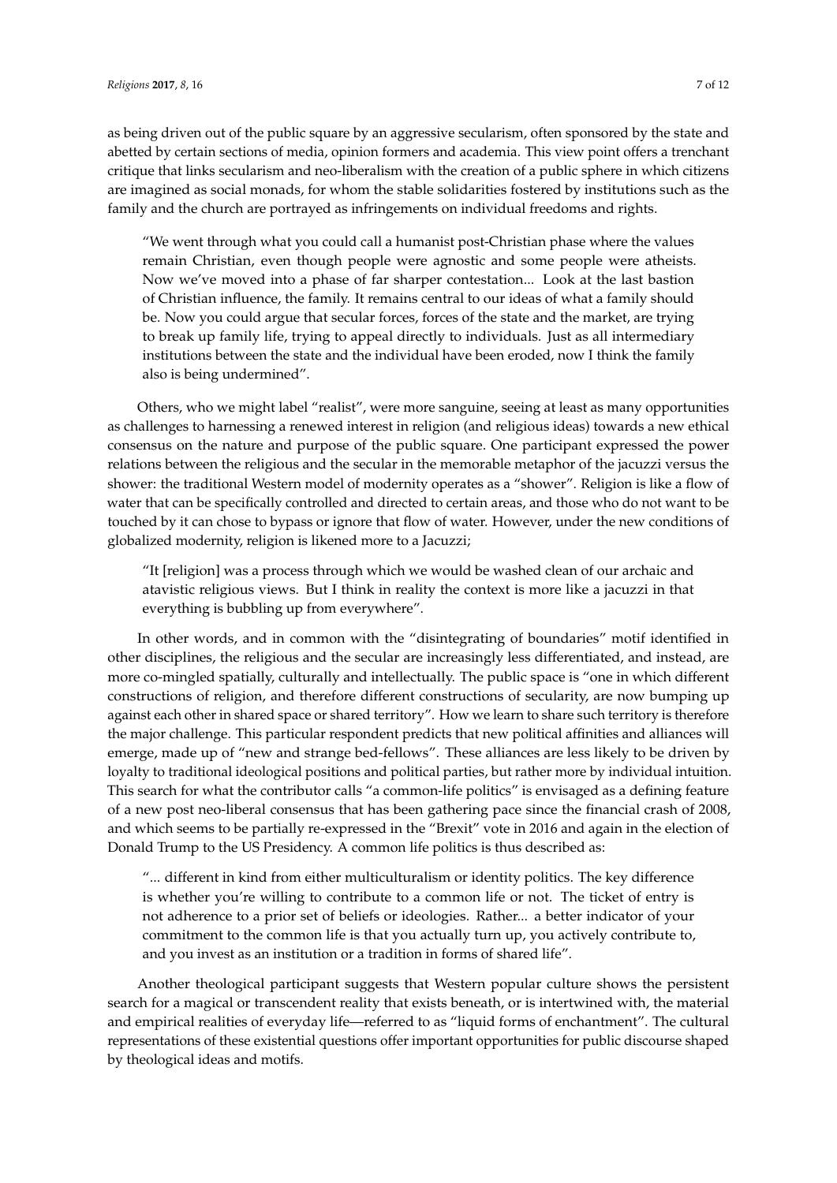as being driven out of the public square by an aggressive secularism, often sponsored by the state and abetted by certain sections of media, opinion formers and academia. This view point offers a trenchant critique that links secularism and neo-liberalism with the creation of a public sphere in which citizens are imagined as social monads, for whom the stable solidarities fostered by institutions such as the family and the church are portrayed as infringements on individual freedoms and rights.

> "We went through what you could call a humanist post-Christian phase where the values remain Christian, even though people were agnostic and some people were atheists. Now we've moved into a phase of far sharper contestation... Look at the last bastion of Christian influence, the family. It remains central to our ideas of what a family should be. Now you could argue that secular forces, forces of the state and the market, are trying to break up family life, trying to appeal directly to individuals. Just as all intermediary institutions between the state and the individual have been eroded, now I think the family also is being undermined".

Others, who we might label "realist", were more sanguine, seeing at least as many opportunities as challenges to harnessing a renewed interest in religion (and religious ideas) towards a new ethical consensus on the nature and purpose of the public square. One participant expressed the power relations between the religious and the secular in the memorable metaphor of the jacuzzi versus the shower: the traditional Western model of modernity operates as a "shower". Religion is like a flow of water that can be specifically controlled and directed to certain areas, and those who do not want to be touched by it can chose to bypass or ignore that flow of water. However, under the new conditions of globalized modernity, religion is likened more to a Jacuzzi;

> "It [religion] was a process through which we would be washed clean of our archaic and atavistic religious views. But I think in reality the context is more like a jacuzzi in that everything is bubbling up from everywhere".

In other words, and in common with the "disintegrating of boundaries" motif identified in other disciplines, the religious and the secular are increasingly less differentiated, and instead, are more co-mingled spatially, culturally and intellectually. The public space is "one in which different constructions of religion, and therefore different constructions of secularity, are now bumping up against each other in shared space or shared territory". How we learn to share such territory is therefore the major challenge. This particular respondent predicts that new political affinities and alliances will emerge, made up of "new and strange bed-fellows". These alliances are less likely to be driven by loyalty to traditional ideological positions and political parties, but rather more by individual intuition. This search for what the contributor calls "a common-life politics" is envisaged as a defining feature of a new post neo-liberal consensus that has been gathering pace since the financial crash of 2008, and which seems to be partially re-expressed in the "Brexit" vote in 2016 and again in the election of Donald Trump to the US Presidency. A common life politics is thus described as:

> "... different in kind from either multiculturalism or identity politics. The key difference is whether you're willing to contribute to a common life or not. The ticket of entry is not adherence to a prior set of beliefs or ideologies. Rather... a better indicator of your commitment to the common life is that you actually turn up, you actively contribute to, and you invest as an institution or a tradition in forms of shared life".

Another theological participant suggests that Western popular culture shows the persistent search for a magical or transcendent reality that exists beneath, or is intertwined with, the material and empirical realities of everyday life—referred to as "liquid forms of enchantment". The cultural representations of these existential questions offer important opportunities for public discourse shaped by theological ideas and motifs.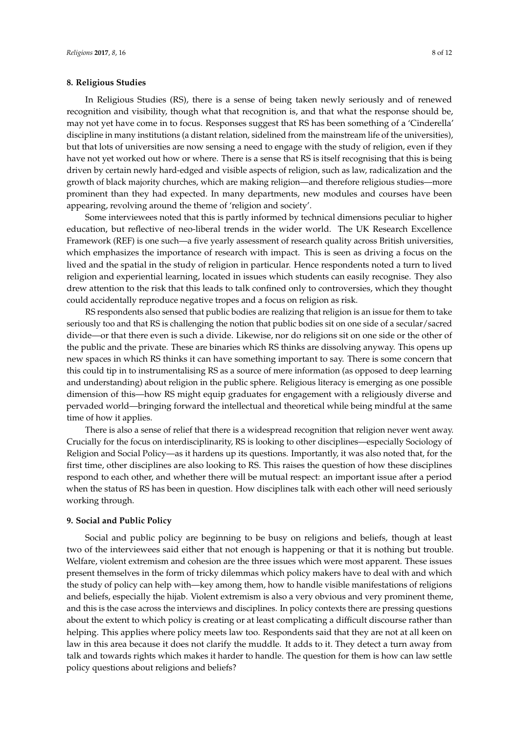## 8. Religious Studies

In Religious Studies (RS), there is a sense of being taken newly seriously and of renewed recognition and visibility, though what that recognition is, and that what the response should be, may not yet have come in to focus. Responses suggest that RS has been something of a 'Cinderella' discipline in many institutions (a distant relation, sidelined from the mainstream life of the universities), but that lots of universities are now sensing a need to engage with the study of religion, even if they have not yet worked out how or where. There is a sense that RS is itself recognising that this is being driven by certain newly hard-edged and visible aspects of religion, such as law, radicalization and the growth of black majority churches, which are making religion—and therefore religious studies—more prominent than they had expected. In many departments, new modules and courses have been appearing, revolving around the theme of 'religion and society'.

Some interviewees noted that this is partly informed by technical dimensions peculiar to higher education, but reflective of neo-liberal trends in the wider world. The UK Research Excellence Framework (REF) is one such—a five yearly assessment of research quality across British universities, which emphasizes the importance of research with impact. This is seen as driving a focus on the lived and the spatial in the study of religion in particular. Hence respondents noted a turn to lived religion and experiential learning, located in issues which students can easily recognise. They also drew attention to the risk that this leads to talk confined only to controversies, which they thought could accidentally reproduce negative tropes and a focus on religion as risk.

RS respondents also sensed that public bodies are realizing that religion is an issue for them to take seriously too and that RS is challenging the notion that public bodies sit on one side of a secular/sacred divide—or that there even is such a divide. Likewise, nor do religions sit on one side or the other of the public and the private. These are binaries which RS thinks are dissolving anyway. This opens up new spaces in which RS thinks it can have something important to say. There is some concern that this could tip in to instrumentalising RS as a source of mere information (as opposed to deep learning and understanding) about religion in the public sphere. Religious literacy is emerging as one possible dimension of this—how RS might equip graduates for engagement with a religiously diverse and pervaded world—bringing forward the intellectual and theoretical while being mindful at the same time of how it applies.

There is also a sense of relief that there is a widespread recognition that religion never went away. Crucially for the focus on interdisciplinarity, RS is looking to other disciplines—especially Sociology of Religion and Social Policy—as it hardens up its questions. Importantly, it was also noted that, for the first time, other disciplines are also looking to RS. This raises the question of how these disciplines respond to each other, and whether there will be mutual respect: an important issue after a period when the status of RS has been in question. How disciplines talk with each other will need seriously working through.

## 9. Social and Public Policy

Social and public policy are beginning to be busy on religions and beliefs, though at least two of the interviewees said either that not enough is happening or that it is nothing but trouble. Welfare, violent extremism and cohesion are the three issues which were most apparent. These issues present themselves in the form of tricky dilemmas which policy makers have to deal with and which the study of policy can help with—key among them, how to handle visible manifestations of religions and beliefs, especially the hijab. Violent extremism is also a very obvious and very prominent theme, and this is the case across the interviews and disciplines. In policy contexts there are pressing questions about the extent to which policy is creating or at least complicating a difficult discourse rather than helping. This applies where policy meets law too. Respondents said that they are not at all keen on law in this area because it does not clarify the muddle. It adds to it. They detect a turn away from talk and towards rights which makes it harder to handle. The question for them is how can law settle policy questions about religions and beliefs?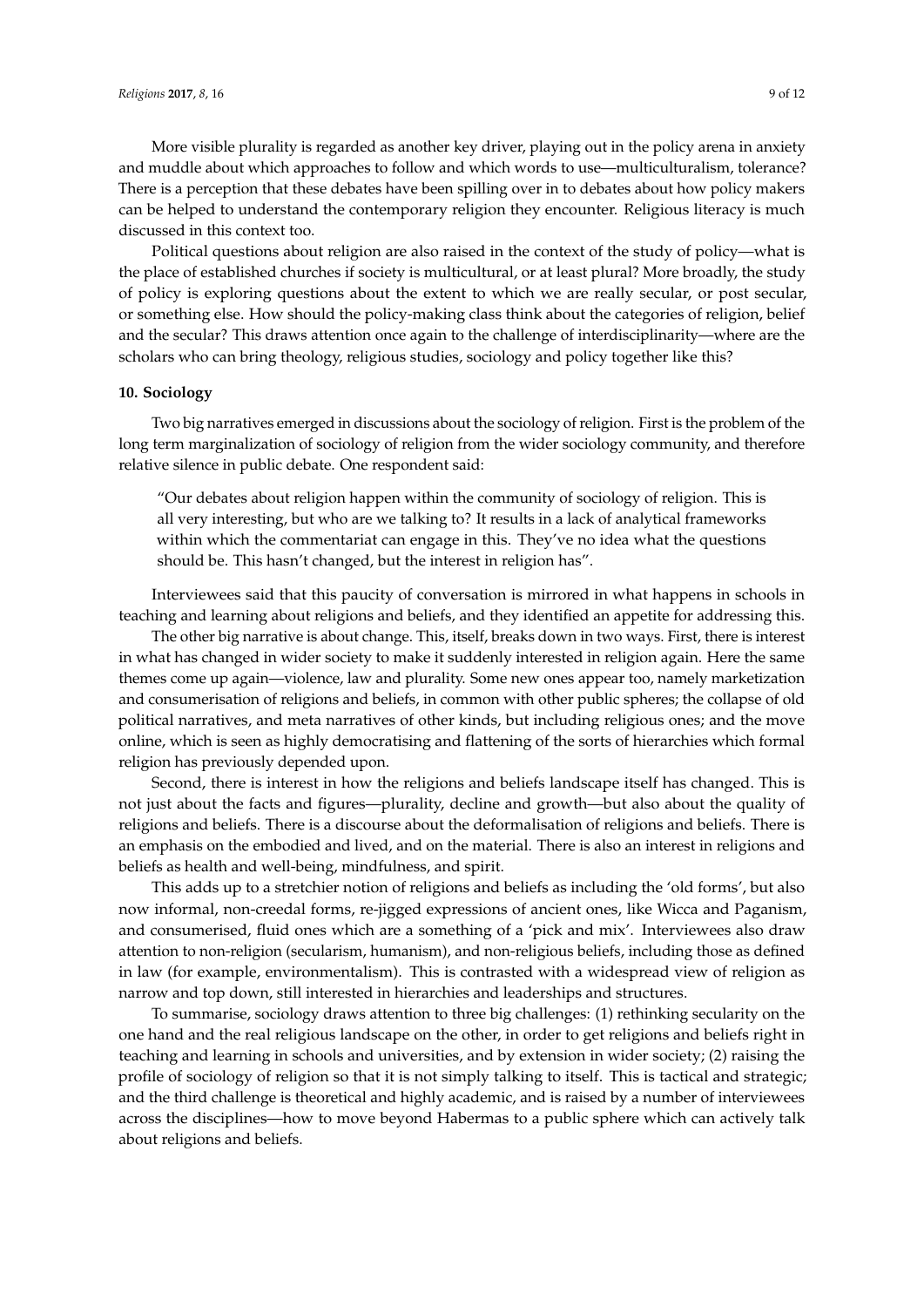More visible plurality is regarded as another key driver, playing out in the policy arena in anxiety and muddle about which approaches to follow and which words to use—multiculturalism, tolerance? There is a perception that these debates have been spilling over in to debates about how policy makers can be helped to understand the contemporary religion they encounter. Religious literacy is much discussed in this context too.

Political questions about religion are also raised in the context of the study of policy—what is the place of established churches if society is multicultural, or at least plural? More broadly, the study of policy is exploring questions about the extent to which we are really secular, or post secular, or something else. How should the policy-making class think about the categories of religion, belief and the secular? This draws attention once again to the challenge of interdisciplinarity—where are the scholars who can bring theology, religious studies, sociology and policy together like this?

## 10. Sociology

Two big narratives emerged in discussions about the sociology of religion. First is the problem of the long term marginalization of sociology of religion from the wider sociology community, and therefore relative silence in public debate. One respondent said:

> "Our debates about religion happen within the community of sociology of religion. This is all very interesting, but who are we talking to? It results in a lack of analytical frameworks within which the commentariat can engage in this. They've no idea what the questions should be. This hasn't changed, but the interest in religion has".

Interviewees said that this paucity of conversation is mirrored in what happens in schools in teaching and learning about religions and beliefs, and they identified an appetite for addressing this.

The other big narrative is about change. This, itself, breaks down in two ways. First, there is interest in what has changed in wider society to make it suddenly interested in religion again. Here the same themes come up again—violence, law and plurality. Some new ones appear too, namely marketization and consumerisation of religions and beliefs, in common with other public spheres; the collapse of old political narratives, and meta narratives of other kinds, but including religious ones; and the move online, which is seen as highly democratising and flattening of the sorts of hierarchies which formal religion has previously depended upon.

Second, there is interest in how the religions and beliefs landscape itself has changed. This is not just about the facts and figures—plurality, decline and growth—but also about the quality of religions and beliefs. There is a discourse about the deformalisation of religions and beliefs. There is an emphasis on the embodied and lived, and on the material. There is also an interest in religions and beliefs as health and well-being, mindfulness, and spirit.

This adds up to a stretchier notion of religions and beliefs as including the 'old forms', but also now informal, non-creedal forms, re-jigged expressions of ancient ones, like Wicca and Paganism, and consumerised, fluid ones which are a something of a 'pick and mix'. Interviewees also draw attention to non-religion (secularism, humanism), and non-religious beliefs, including those as defined in law (for example, environmentalism). This is contrasted with a widespread view of religion as narrow and top down, still interested in hierarchies and leaderships and structures.

To summarise, sociology draws attention to three big challenges: (1) rethinking secularity on the one hand and the real religious landscape on the other, in order to get religions and beliefs right in teaching and learning in schools and universities, and by extension in wider society; (2) raising the profile of sociology of religion so that it is not simply talking to itself. This is tactical and strategic; and the third challenge is theoretical and highly academic, and is raised by a number of interviewees across the disciplines—how to move beyond Habermas to a public sphere which can actively talk about religions and beliefs.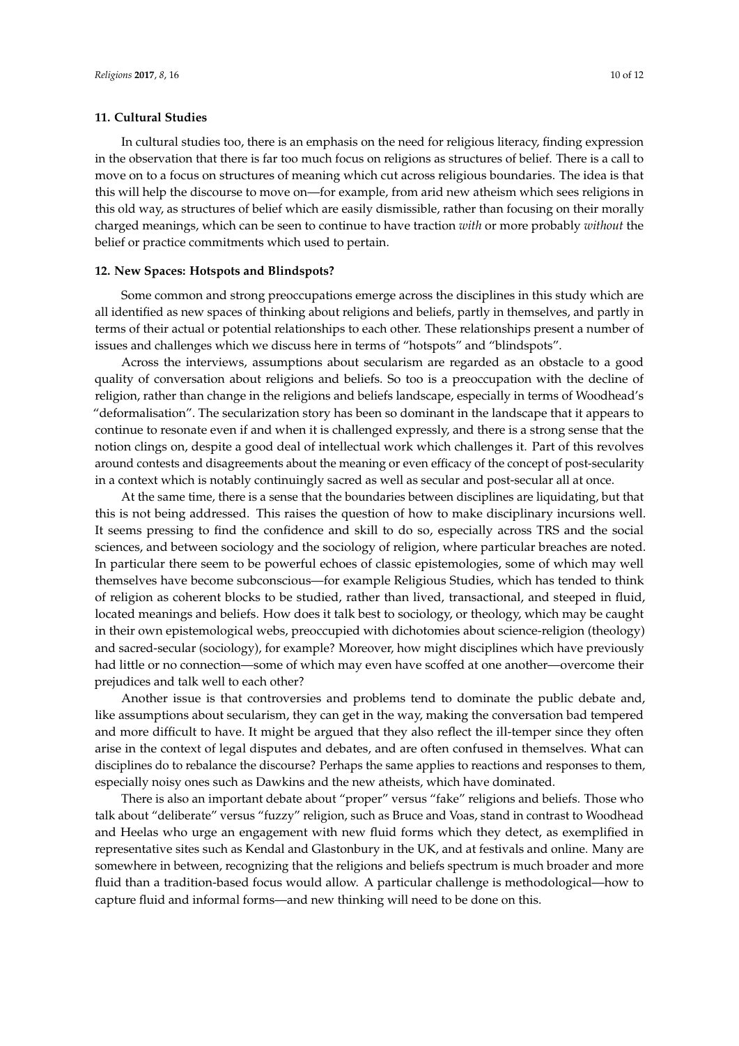## 11. Cultural Studies

In cultural studies too, there is an emphasis on the need for religious literacy, finding expression in the observation that there is far too much focus on religions as structures of belief. There is a call to move on to a focus on structures of meaning which cut across religious boundaries. The idea is that this will help the discourse to move on—for example, from arid new atheism which sees religions in this old way, as structures of belief which are easily dismissible, rather than focusing on their morally charged meanings, which can be seen to continue to have traction *with* or more probably *without* the belief or practice commitments which used to pertain.

## 12. New Spaces: Hotspots and Blindspots?

Some common and strong preoccupations emerge across the disciplines in this study which are all identified as new spaces of thinking about religions and beliefs, partly in themselves, and partly in terms of their actual or potential relationships to each other. These relationships present a number of issues and challenges which we discuss here in terms of "hotspots" and "blindspots".

Across the interviews, assumptions about secularism are regarded as an obstacle to a good quality of conversation about religions and beliefs. So too is a preoccupation with the decline of religion, rather than change in the religions and beliefs landscape, especially in terms of Woodhead's "deformalisation". The secularization story has been so dominant in the landscape that it appears to continue to resonate even if and when it is challenged expressly, and there is a strong sense that the notion clings on, despite a good deal of intellectual work which challenges it. Part of this revolves around contests and disagreements about the meaning or even efficacy of the concept of post-secularity in a context which is notably continuingly sacred as well as secular and post-secular all at once.

At the same time, there is a sense that the boundaries between disciplines are liquidating, but that this is not being addressed. This raises the question of how to make disciplinary incursions well. It seems pressing to find the confidence and skill to do so, especially across TRS and the social sciences, and between sociology and the sociology of religion, where particular breaches are noted. In particular there seem to be powerful echoes of classic epistemologies, some of which may well themselves have become subconscious—for example Religious Studies, which has tended to think of religion as coherent blocks to be studied, rather than lived, transactional, and steeped in fluid, located meanings and beliefs. How does it talk best to sociology, or theology, which may be caught in their own epistemological webs, preoccupied with dichotomies about science-religion (theology) and sacred-secular (sociology), for example? Moreover, how might disciplines which have previously had little or no connection—some of which may even have scoffed at one another—overcome their prejudices and talk well to each other?

Another issue is that controversies and problems tend to dominate the public debate and, like assumptions about secularism, they can get in the way, making the conversation bad tempered and more difficult to have. It might be argued that they also reflect the ill-temper since they often arise in the context of legal disputes and debates, and are often confused in themselves. What can disciplines do to rebalance the discourse? Perhaps the same applies to reactions and responses to them, especially noisy ones such as Dawkins and the new atheists, which have dominated.

There is also an important debate about "proper" versus "fake" religions and beliefs. Those who talk about "deliberate" versus "fuzzy" religion, such as Bruce and Voas, stand in contrast to Woodhead and Heelas who urge an engagement with new fluid forms which they detect, as exemplified in representative sites such as Kendal and Glastonbury in the UK, and at festivals and online. Many are somewhere in between, recognizing that the religions and beliefs spectrum is much broader and more fluid than a tradition-based focus would allow. A particular challenge is methodological—how to capture fluid and informal forms—and new thinking will need to be done on this.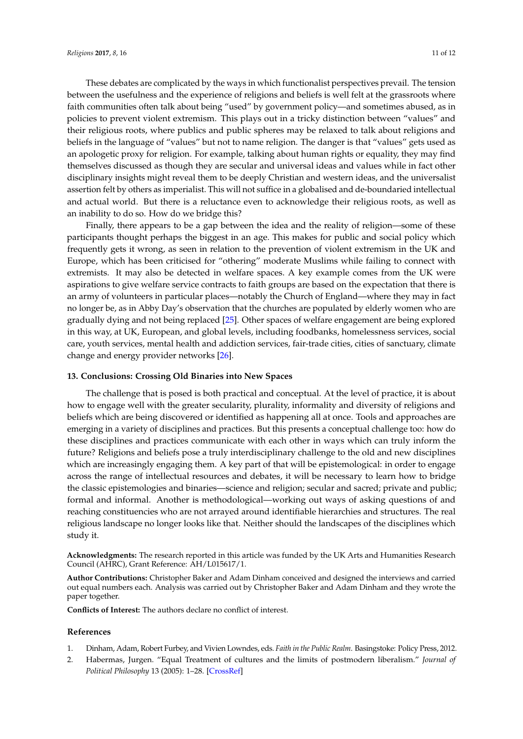These debates are complicated by the ways in which functionalist perspectives prevail. The tension between the usefulness and the experience of religions and beliefs is well felt at the grassroots where faith communities often talk about being "used" by government policy—and sometimes abused, as in policies to prevent violent extremism. This plays out in a tricky distinction between "values" and their religious roots, where publics and public spheres may be relaxed to talk about religions and beliefs in the language of "values" but not to name religion. The danger is that "values" gets used as an apologetic proxy for religion. For example, talking about human rights or equality, they may find themselves discussed as though they are secular and universal ideas and values while in fact other disciplinary insights might reveal them to be deeply Christian and western ideas, and the universalist assertion felt by others as imperialist. This will not suffice in a globalised and de-boundaried intellectual and actual world. But there is a reluctance even to acknowledge their religious roots, as well as an inability to do so. How do we bridge this?

Finally, there appears to be a gap between the idea and the reality of religion—some of these participants thought perhaps the biggest in an age. This makes for public and social policy which frequently gets it wrong, as seen in relation to the prevention of violent extremism in the UK and Europe, which has been criticised for "othering" moderate Muslims while failing to connect with extremists. It may also be detected in welfare spaces. A key example comes from the UK were aspirations to give welfare service contracts to faith groups are based on the expectation that there is an army of volunteers in particular places—notably the Church of England—where they may in fact no longer be, as in Abby Day's observation that the churches are populated by elderly women who are gradually dying and not being replaced [25]. Other spaces of welfare engagement are being explored in this way, at UK, European, and global levels, including foodbanks, homelessness services, social care, youth services, mental health and addiction services, fair-trade cities, cities of sanctuary, climate change and energy provider networks [26].

## 13. Conclusions: Crossing Old Binaries into New Spaces

The challenge that is posed is both practical and conceptual. At the level of practice, it is about how to engage well with the greater secularity, plurality, informality and diversity of religions and beliefs which are being discovered or identified as happening all at once. Tools and approaches are emerging in a variety of disciplines and practices. But this presents a conceptual challenge too: how do these disciplines and practices communicate with each other in ways which can truly inform the future? Religions and beliefs pose a truly interdisciplinary challenge to the old and new disciplines which are increasingly engaging them. A key part of that will be epistemological: in order to engage across the range of intellectual resources and debates, it will be necessary to learn how to bridge the classic epistemologies and binaries—science and religion; secular and sacred; private and public; formal and informal. Another is methodological—working out ways of asking questions of and reaching constituencies who are not arrayed around identifiable hierarchies and structures. The real religious landscape no longer looks like that. Neither should the landscapes of the disciplines which study it.

**Acknowledgments:** The research reported in this article was funded by the UK Arts and Humanities Research Council (AHRC), Grant Reference: AH/L015617/1.

**Author Contributions:** Christopher Baker and Adam Dinham conceived and designed the interviews and carried out equal numbers each. Analysis was carried out by Christopher Baker and Adam Dinham and they wrote the paper together.

**Conflicts of Interest:** The authors declare no conflict of interest.

## References

1. Dinham, Adam, Robert Furbey, and Vivien Lowndes, eds. *Faith in the Public Realm*. Basingstoke: Policy Press, 2012.
2. Habermas, Jurgen. "Equal Treatment of cultures and the limits of postmodern liberalism." *Journal of Political Philosophy* 13 (2005): 1–28. [CrossRef]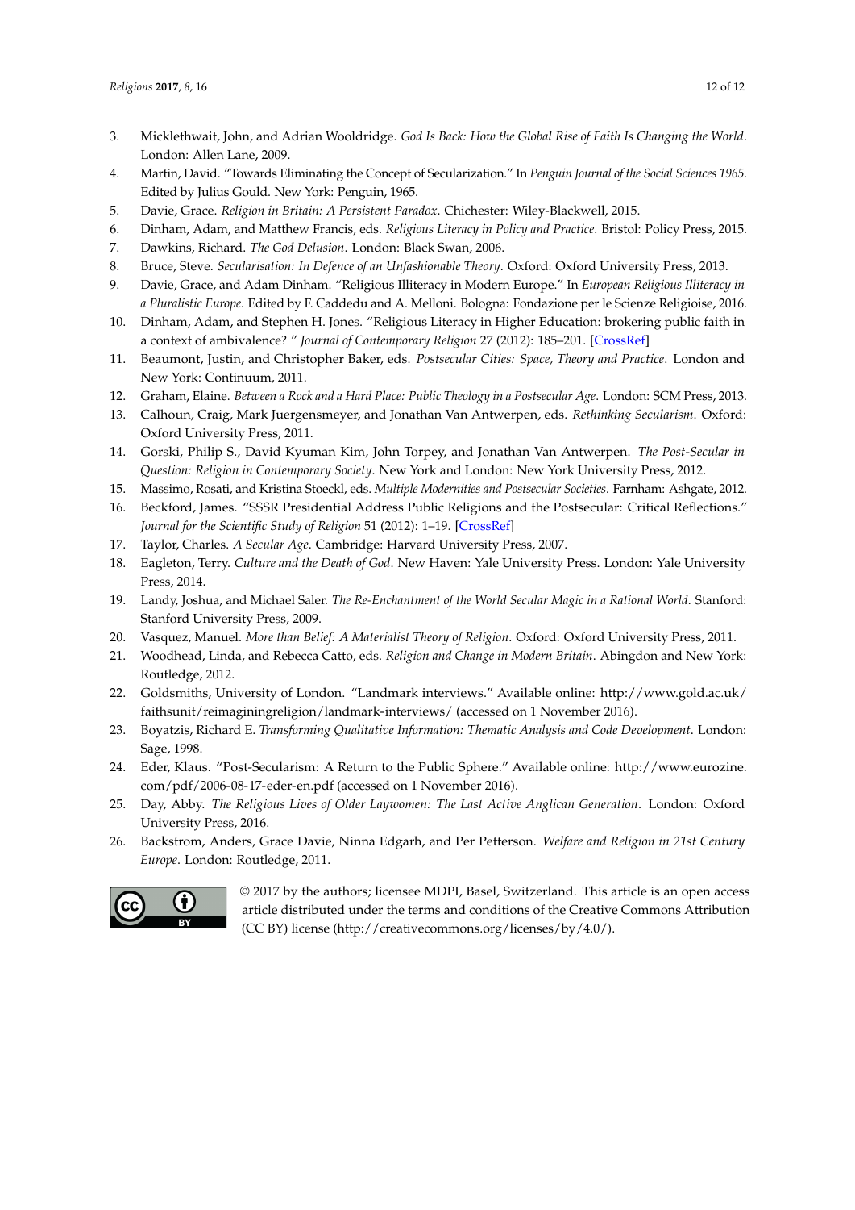3. Micklethwait, John, and Adrian Wooldridge. *God Is Back: How the Global Rise of Faith Is Changing the World*. London: Allen Lane, 2009.
4. Martin, David. "Towards Eliminating the Concept of Secularization." In *Penguin Journal of the Social Sciences 1965*. Edited by Julius Gould. New York: Penguin, 1965.
5. Davie, Grace. *Religion in Britain: A Persistent Paradox*. Chichester: Wiley-Blackwell, 2015.
6. Dinham, Adam, and Matthew Francis, eds. *Religious Literacy in Policy and Practice*. Bristol: Policy Press, 2015.
7. Dawkins, Richard. *The God Delusion*. London: Black Swan, 2006.
8. Bruce, Steve. *Secularisation: In Defence of an Unfashionable Theory*. Oxford: Oxford University Press, 2013.
9. Davie, Grace, and Adam Dinham. "Religious Illiteracy in Modern Europe." In *European Religious Illiteracy in a Pluralistic Europe*. Edited by F. Caddedu and A. Melloni. Bologna: Fondazione per le Scienze Religioise, 2016.
10. Dinham, Adam, and Stephen H. Jones. "Religious Literacy in Higher Education: brokering public faith in a context of ambivalence? " *Journal of Contemporary Religion* 27 (2012): 185–201. [CrossRef]
11. Beaumont, Justin, and Christopher Baker, eds. *Postsecular Cities: Space, Theory and Practice*. London and New York: Continuum, 2011.
12. Graham, Elaine. *Between a Rock and a Hard Place: Public Theology in a Postsecular Age*. London: SCM Press, 2013.
13. Calhoun, Craig, Mark Juergensmeyer, and Jonathan Van Antwerpen, eds. *Rethinking Secularism*. Oxford: Oxford University Press, 2011.
14. Gorski, Philip S., David Kyuman Kim, John Torpey, and Jonathan Van Antwerpen. *The Post-Secular in Question: Religion in Contemporary Society*. New York and London: New York University Press, 2012.
15. Massimo, Rosati, and Kristina Stoeckl, eds. *Multiple Modernities and Postsecular Societies*. Farnham: Ashgate, 2012.
16. Beckford, James. "SSSR Presidential Address Public Religions and the Postsecular: Critical Reflections." *Journal for the Scientific Study of Religion* 51 (2012): 1–19. [CrossRef]
17. Taylor, Charles. *A Secular Age*. Cambridge: Harvard University Press, 2007.
18. Eagleton, Terry. *Culture and the Death of God*. New Haven: Yale University Press. London: Yale University Press, 2014.
19. Landy, Joshua, and Michael Saler. *The Re-Enchantment of the World Secular Magic in a Rational World*. Stanford: Stanford University Press, 2009.
20. Vasquez, Manuel. *More than Belief: A Materialist Theory of Religion*. Oxford: Oxford University Press, 2011.
21. Woodhead, Linda, and Rebecca Catto, eds. *Religion and Change in Modern Britain*. Abingdon and New York: Routledge, 2012.
22. Goldsmiths, University of London. "Landmark interviews." Available online: http://www.gold.ac.uk/faithsunit/reimaginingreligion/landmark-interviews/ (accessed on 1 November 2016).
23. Boyatzis, Richard E. *Transforming Qualitative Information: Thematic Analysis and Code Development*. London: Sage, 1998.
24. Eder, Klaus. "Post-Secularism: A Return to the Public Sphere." Available online: http://www.eurozine.com/pdf/2006-08-17-eder-en.pdf (accessed on 1 November 2016).
25. Day, Abby. *The Religious Lives of Older Laywomen: The Last Active Anglican Generation*. London: Oxford University Press, 2016.
26. Backstrom, Anders, Grace Davie, Ninna Edgarh, and Per Petterson. *Welfare and Religion in 21st Century Europe*. London: Routledge, 2011.

© 2017 by the authors; licensee MDPI, Basel, Switzerland. This article is an open access article distributed under the terms and conditions of the Creative Commons Attribution (CC BY) license (http://creativecommons.org/licenses/by/4.0/).